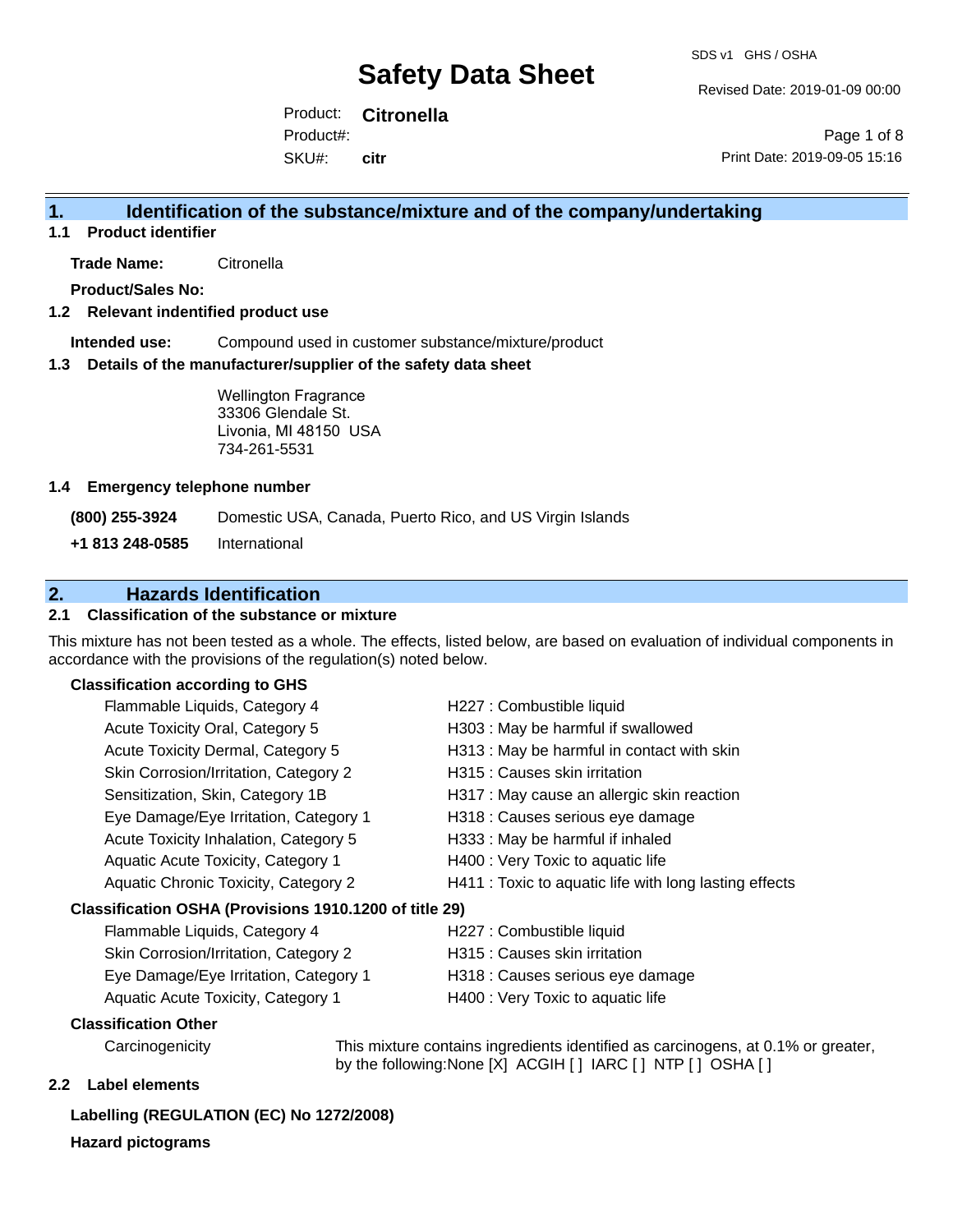# Safety Data Sheet

SDS v1 GHS / OSHA

Revised Date: 2019-01-09 00:00

Product: **Citronella**
Product#:
SKU#: **citr**

Print Date: 2019-09-05 15:16

## 1. Identification of the substance/mixture and of the company/undertaking

### 1.1 Product identifier

**Trade Name:** Citronella

**Product/Sales No:**

### 1.2 Relevant indentified product use

**Intended use:** Compound used in customer substance/mixture/product

### 1.3 Details of the manufacturer/supplier of the safety data sheet

Wellington Fragrance
33306 Glendale St.
Livonia, MI 48150 USA
734-261-5531

### 1.4 Emergency telephone number

| | |
|---|---|
| **(800) 255-3924** | Domestic USA, Canada, Puerto Rico, and US Virgin Islands |
| **+1 813 248-0585** | International |

## 2. Hazards Identification

### 2.1 Classification of the substance or mixture

This mixture has not been tested as a whole. The effects, listed below, are based on evaluation of individual components in accordance with the provisions of the regulation(s) noted below.

**Classification according to GHS**

| | |
|---|---|
| Flammable Liquids, Category 4 | H227 : Combustible liquid |
| Acute Toxicity Oral, Category 5 | H303 : May be harmful if swallowed |
| Acute Toxicity Dermal, Category 5 | H313 : May be harmful in contact with skin |
| Skin Corrosion/Irritation, Category 2 | H315 : Causes skin irritation |
| Sensitization, Skin, Category 1B | H317 : May cause an allergic skin reaction |
| Eye Damage/Eye Irritation, Category 1 | H318 : Causes serious eye damage |
| Acute Toxicity Inhalation, Category 5 | H333 : May be harmful if inhaled |
| Aquatic Acute Toxicity, Category 1 | H400 : Very Toxic to aquatic life |
| Aquatic Chronic Toxicity, Category 2 | H411 : Toxic to aquatic life with long lasting effects |

**Classification OSHA (Provisions 1910.1200 of title 29)**

| | |
|---|---|
| Flammable Liquids, Category 4 | H227 : Combustible liquid |
| Skin Corrosion/Irritation, Category 2 | H315 : Causes skin irritation |
| Eye Damage/Eye Irritation, Category 1 | H318 : Causes serious eye damage |
| Aquatic Acute Toxicity, Category 1 | H400 : Very Toxic to aquatic life |

**Classification Other**

Carcinogenicity — This mixture contains ingredients identified as carcinogens, at 0.1% or greater, by the following:None [X] ACGIH [ ] IARC [ ] NTP [ ] OSHA [ ]

### 2.2 Label elements

**Labelling (REGULATION (EC) No 1272/2008)**

**Hazard pictograms**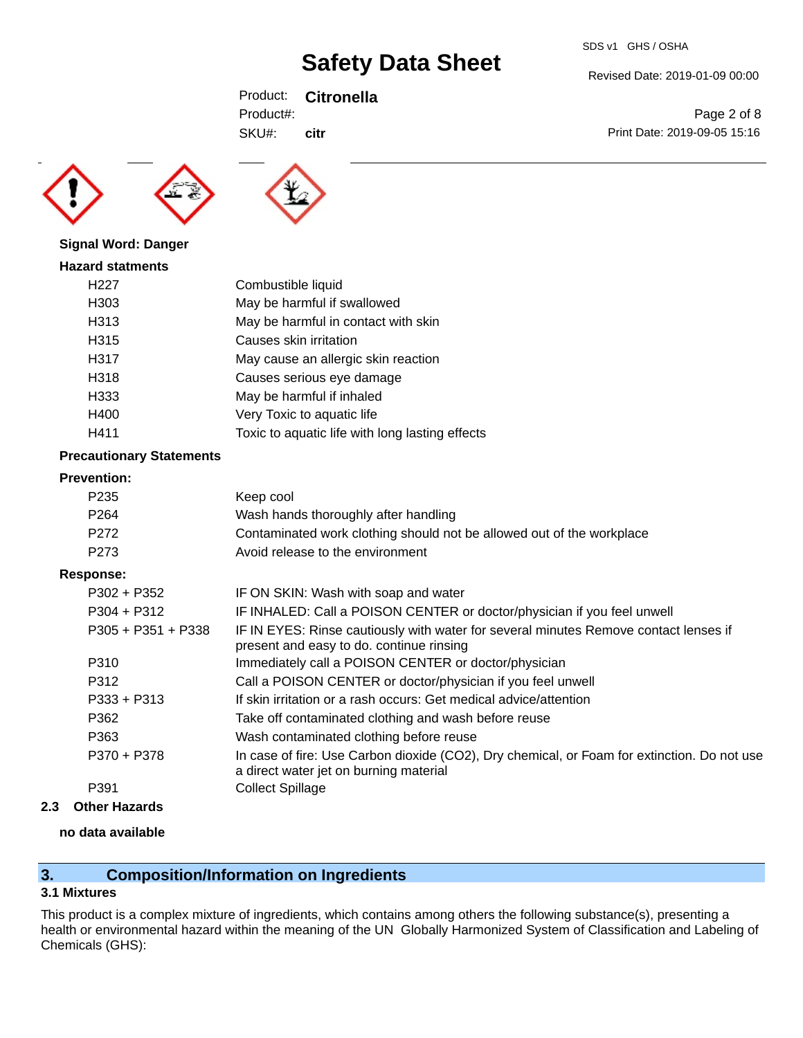**Signal Word: Danger**

**Hazard statments**

| | |
|---|---|
| H227 | Combustible liquid |
| H303 | May be harmful if swallowed |
| H313 | May be harmful in contact with skin |
| H315 | Causes skin irritation |
| H317 | May cause an allergic skin reaction |
| H318 | Causes serious eye damage |
| H333 | May be harmful if inhaled |
| H400 | Very Toxic to aquatic life |
| H411 | Toxic to aquatic life with long lasting effects |

**Precautionary Statements**

**Prevention:**

| | |
|---|---|
| P235 | Keep cool |
| P264 | Wash hands thoroughly after handling |
| P272 | Contaminated work clothing should not be allowed out of the workplace |
| P273 | Avoid release to the environment |

**Response:**

| | |
|---|---|
| P302 + P352 | IF ON SKIN: Wash with soap and water |
| P304 + P312 | IF INHALED: Call a POISON CENTER or doctor/physician if you feel unwell |
| P305 + P351 + P338 | IF IN EYES: Rinse cautiously with water for several minutes Remove contact lenses if present and easy to do. continue rinsing |
| P310 | Immediately call a POISON CENTER or doctor/physician |
| P312 | Call a POISON CENTER or doctor/physician if you feel unwell |
| P333 + P313 | If skin irritation or a rash occurs: Get medical advice/attention |
| P362 | Take off contaminated clothing and wash before reuse |
| P363 | Wash contaminated clothing before reuse |
| P370 + P378 | In case of fire: Use Carbon dioxide ($CO_2$), Dry chemical, or Foam for extinction. Do not use a direct water jet on burning material |
| P391 | Collect Spillage |

### 2.3 Other Hazards

**no data available**

## 3. Composition/Information on Ingredients

### 3.1 Mixtures

This product is a complex mixture of ingredients, which contains among others the following substance(s), presenting a health or environmental hazard within the meaning of the UN Globally Harmonized System of Classification and Labeling of Chemicals (GHS):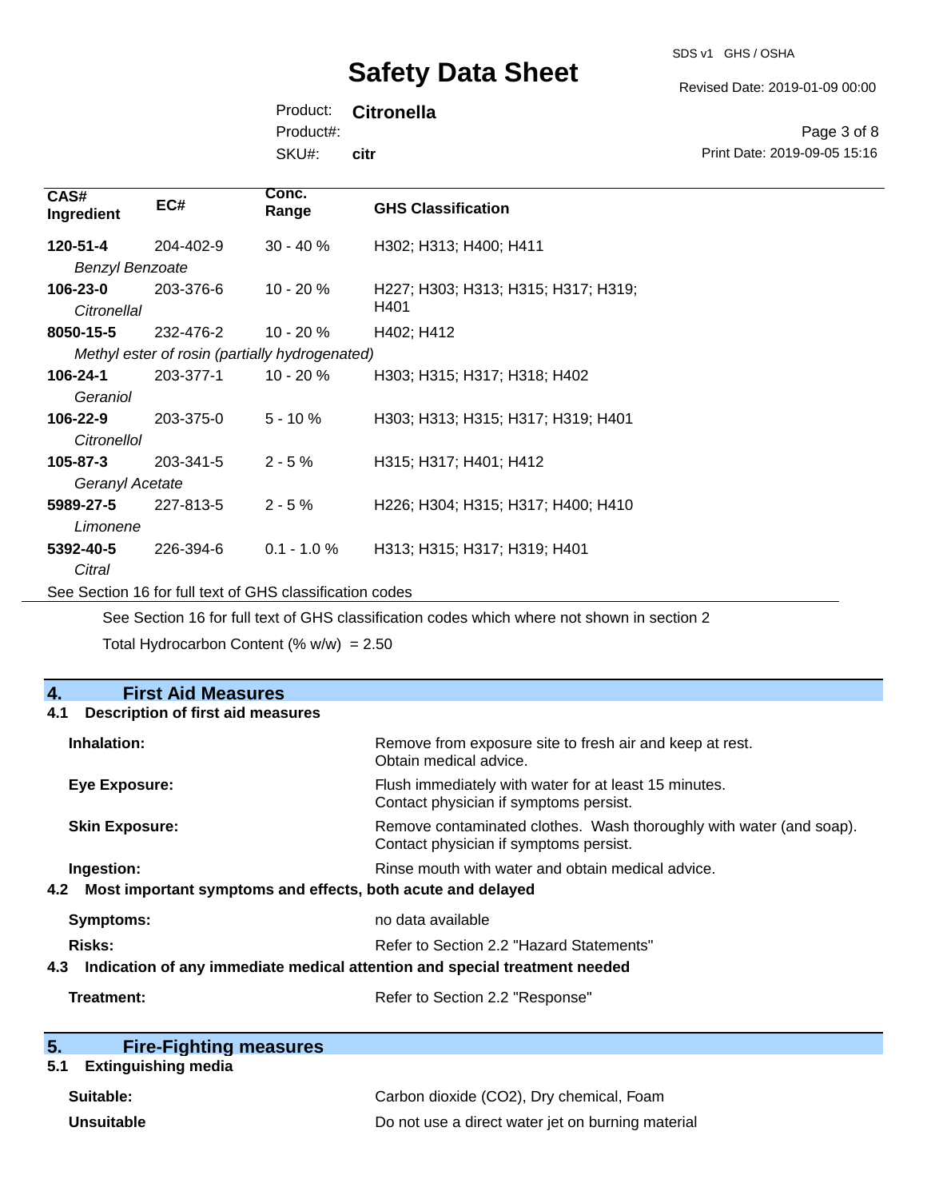| CAS# Ingredient | EC# | Conc. Range | GHS Classification |
|---|---|---|---|
| **120-51-4** *Benzyl Benzoate* | 204-402-9 | 30 - 40 % | H302; H313; H400; H411 |
| **106-23-0** *Citronellal* | 203-376-6 | 10 - 20 % | H227; H303; H313; H315; H317; H319; H401 |
| **8050-15-5** *Methyl ester of rosin (partially hydrogenated)* | 232-476-2 | 10 - 20 % | H402; H412 |
| **106-24-1** *Geraniol* | 203-377-1 | 10 - 20 % | H303; H315; H317; H318; H402 |
| **106-22-9** *Citronellol* | 203-375-0 | 5 - 10 % | H303; H313; H315; H317; H319; H401 |
| **105-87-3** *Geranyl Acetate* | 203-341-5 | 2 - 5 % | H315; H317; H401; H412 |
| **5989-27-5** *Limonene* | 227-813-5 | 2 - 5 % | H226; H304; H315; H317; H400; H410 |
| **5392-40-5** *Citral* | 226-394-6 | 0.1 - 1.0 % | H313; H315; H317; H319; H401 |

See Section 16 for full text of GHS classification codes

See Section 16 for full text of GHS classification codes which where not shown in section 2

Total Hydrocarbon Content (% w/w) = 2.50

## 4. First Aid Measures

### 4.1 Description of first aid measures

**Inhalation:** Remove from exposure site to fresh air and keep at rest. Obtain medical advice.

**Eye Exposure:** Flush immediately with water for at least 15 minutes. Contact physician if symptoms persist.

**Skin Exposure:** Remove contaminated clothes. Wash thoroughly with water (and soap). Contact physician if symptoms persist.

**Ingestion:** Rinse mouth with water and obtain medical advice.

### 4.2 Most important symptoms and effects, both acute and delayed

**Symptoms:** no data available

**Risks:** Refer to Section 2.2 "Hazard Statements"

### 4.3 Indication of any immediate medical attention and special treatment needed

**Treatment:** Refer to Section 2.2 "Response"

## 5. Fire-Fighting measures

### 5.1 Extinguishing media

**Suitable:** Carbon dioxide ($CO_2$), Dry chemical, Foam

**Unsuitable** Do not use a direct water jet on burning material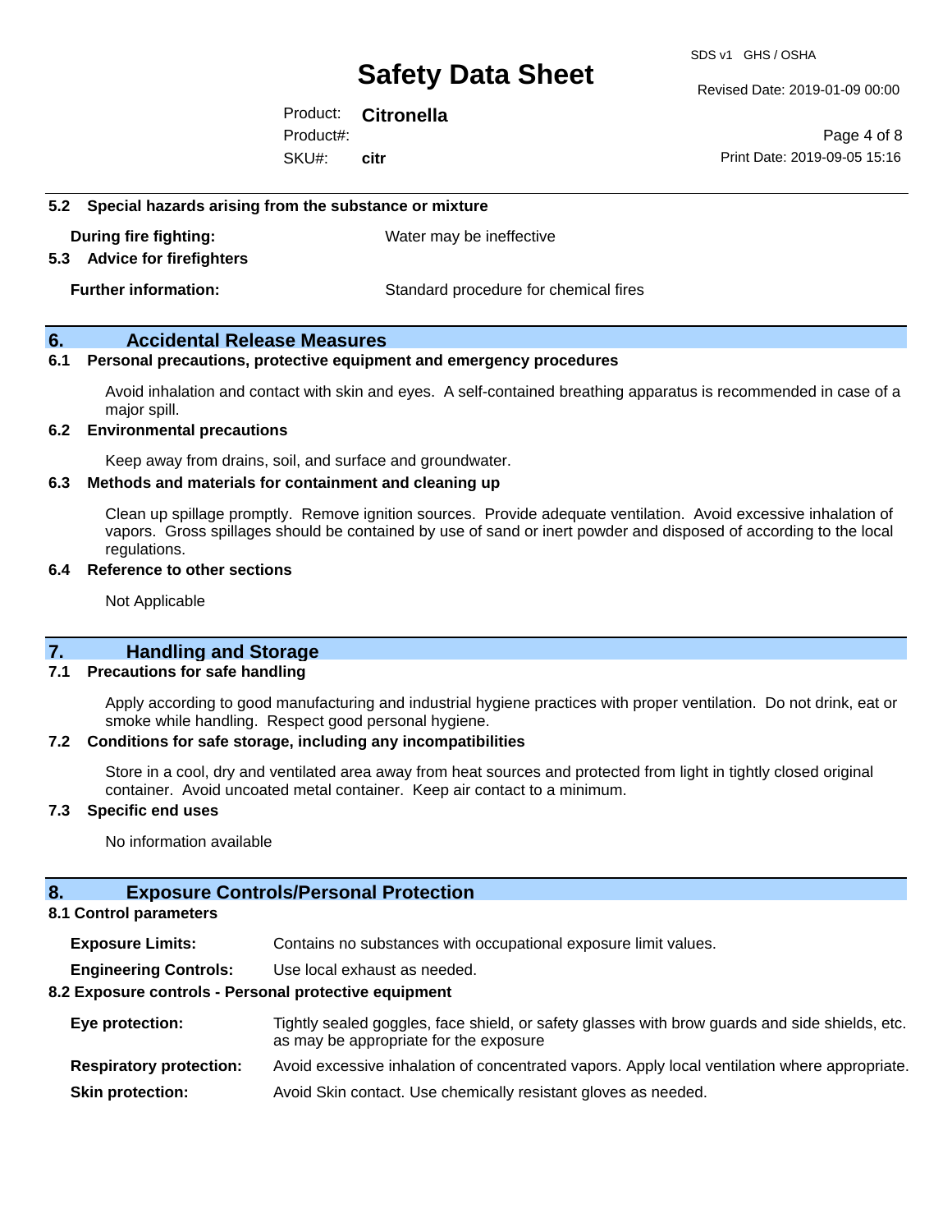### 5.2 Special hazards arising from the substance or mixture

**During fire fighting:** Water may be ineffective

### 5.3 Advice for firefighters

**Further information:** Standard procedure for chemical fires

## 6. Accidental Release Measures

### 6.1 Personal precautions, protective equipment and emergency procedures

Avoid inhalation and contact with skin and eyes. A self-contained breathing apparatus is recommended in case of a major spill.

### 6.2 Environmental precautions

Keep away from drains, soil, and surface and groundwater.

### 6.3 Methods and materials for containment and cleaning up

Clean up spillage promptly. Remove ignition sources. Provide adequate ventilation. Avoid excessive inhalation of vapors. Gross spillages should be contained by use of sand or inert powder and disposed of according to the local regulations.

### 6.4 Reference to other sections

Not Applicable

## 7. Handling and Storage

### 7.1 Precautions for safe handling

Apply according to good manufacturing and industrial hygiene practices with proper ventilation. Do not drink, eat or smoke while handling. Respect good personal hygiene.

### 7.2 Conditions for safe storage, including any incompatibilities

Store in a cool, dry and ventilated area away from heat sources and protected from light in tightly closed original container. Avoid uncoated metal container. Keep air contact to a minimum.

### 7.3 Specific end uses

No information available

## 8. Exposure Controls/Personal Protection

### 8.1 Control parameters

**Exposure Limits:** Contains no substances with occupational exposure limit values.

**Engineering Controls:** Use local exhaust as needed.

### 8.2 Exposure controls - Personal protective equipment

**Eye protection:** Tightly sealed goggles, face shield, or safety glasses with brow guards and side shields, etc. as may be appropriate for the exposure

**Respiratory protection:** Avoid excessive inhalation of concentrated vapors. Apply local ventilation where appropriate.

**Skin protection:** Avoid Skin contact. Use chemically resistant gloves as needed.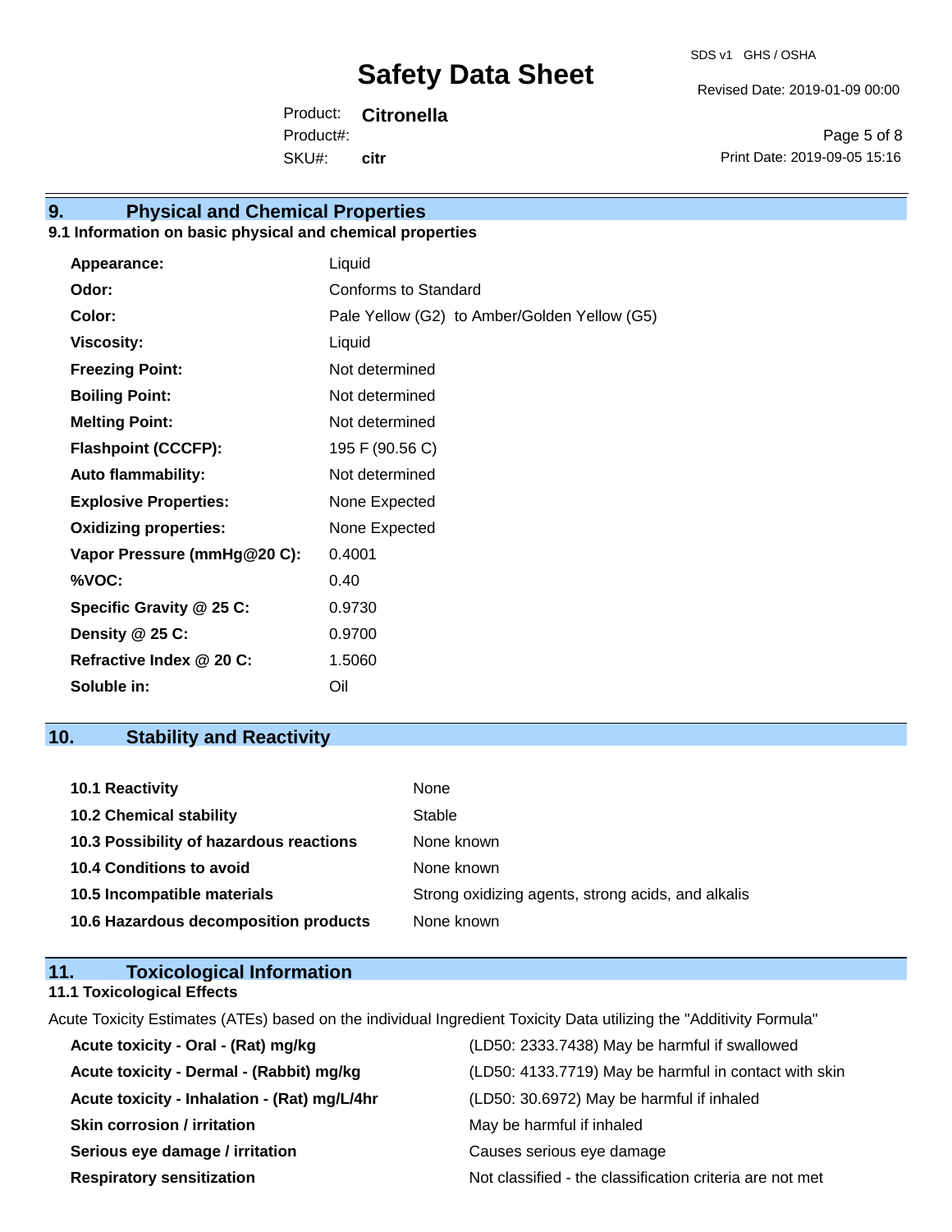## 9. Physical and Chemical Properties

### 9.1 Information on basic physical and chemical properties

| Property | Value |
| --- | --- |
| **Appearance:** | Liquid |
| **Odor:** | Conforms to Standard |
| **Color:** | Pale Yellow (G2) to Amber/Golden Yellow (G5) |
| **Viscosity:** | Liquid |
| **Freezing Point:** | Not determined |
| **Boiling Point:** | Not determined |
| **Melting Point:** | Not determined |
| **Flashpoint (CCCFP):** | 195 F (90.56 C) |
| **Auto flammability:** | Not determined |
| **Explosive Properties:** | None Expected |
| **Oxidizing properties:** | None Expected |
| **Vapor Pressure (mmHg@20 C):** | 0.4001 |
| **%VOC:** | 0.40 |
| **Specific Gravity @ 25 C:** | 0.9730 |
| **Density @ 25 C:** | 0.9700 |
| **Refractive Index @ 20 C:** | 1.5060 |
| **Soluble in:** | Oil |

## 10. Stability and Reactivity

| Item | Value |
| --- | --- |
| **10.1 Reactivity** | None |
| **10.2 Chemical stability** | Stable |
| **10.3 Possibility of hazardous reactions** | None known |
| **10.4 Conditions to avoid** | None known |
| **10.5 Incompatible materials** | Strong oxidizing agents, strong acids, and alkalis |
| **10.6 Hazardous decomposition products** | None known |

## 11. Toxicological Information

### 11.1 Toxicological Effects

Acute Toxicity Estimates (ATEs) based on the individual Ingredient Toxicity Data utilizing the "Additivity Formula"

| Effect | Result |
| --- | --- |
| **Acute toxicity - Oral - (Rat) mg/kg** | (LD50: 2333.7438) May be harmful if swallowed |
| **Acute toxicity - Dermal - (Rabbit) mg/kg** | (LD50: 4133.7719) May be harmful in contact with skin |
| **Acute toxicity - Inhalation - (Rat) mg/L/4hr** | (LD50: 30.6972) May be harmful if inhaled |
| **Skin corrosion / irritation** | May be harmful if inhaled |
| **Serious eye damage / irritation** | Causes serious eye damage |
| **Respiratory sensitization** | Not classified - the classification criteria are not met |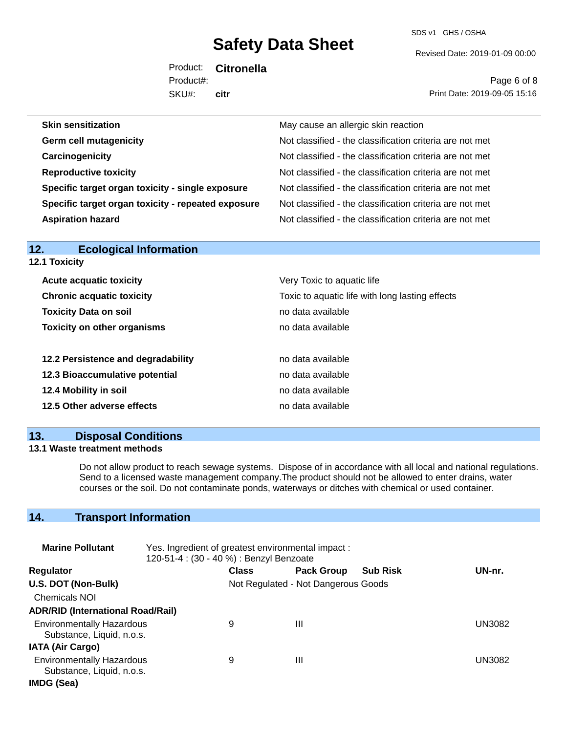| | |
|---|---|
| **Skin sensitization** | May cause an allergic skin reaction |
| **Germ cell mutagenicity** | Not classified - the classification criteria are not met |
| **Carcinogenicity** | Not classified - the classification criteria are not met |
| **Reproductive toxicity** | Not classified - the classification criteria are not met |
| **Specific target organ toxicity - single exposure** | Not classified - the classification criteria are not met |
| **Specific target organ toxicity - repeated exposure** | Not classified - the classification criteria are not met |
| **Aspiration hazard** | Not classified - the classification criteria are not met |

## 12. Ecological Information

### 12.1 Toxicity

| | |
|---|---|
| **Acute acquatic toxicity** | Very Toxic to aquatic life |
| **Chronic acquatic toxicity** | Toxic to aquatic life with long lasting effects |
| **Toxicity Data on soil** | no data available |
| **Toxicity on other organisms** | no data available |

| | |
|---|---|
| **12.2 Persistence and degradability** | no data available |
| **12.3 Bioaccumulative potential** | no data available |
| **12.4 Mobility in soil** | no data available |
| **12.5 Other adverse effects** | no data available |

## 13. Disposal Conditions

### 13.1 Waste treatment methods

Do not allow product to reach sewage systems. Dispose of in accordance with all local and national regulations. Send to a licensed waste management company.The product should not be allowed to enter drains, water courses or the soil. Do not contaminate ponds, waterways or ditches with chemical or used container.

## 14. Transport Information

**Marine Pollutant** Yes. Ingredient of greatest environmental impact :
120-51-4 : (30 - 40 %) : Benzyl Benzoate

| Regulator | Class | Pack Group | Sub Risk | UN-nr. |
|---|---|---|---|---|
| **U.S. DOT (Non-Bulk)** | Not Regulated - Not Dangerous Goods | | | |
| Chemicals NOI | | | | |
| **ADR/RID (International Road/Rail)** | | | | |
| Environmentally Hazardous Substance, Liquid, n.o.s. | 9 | III | | UN3082 |
| **IATA (Air Cargo)** | | | | |
| Environmentally Hazardous Substance, Liquid, n.o.s. | 9 | III | | UN3082 |
| **IMDG (Sea)** | | | | |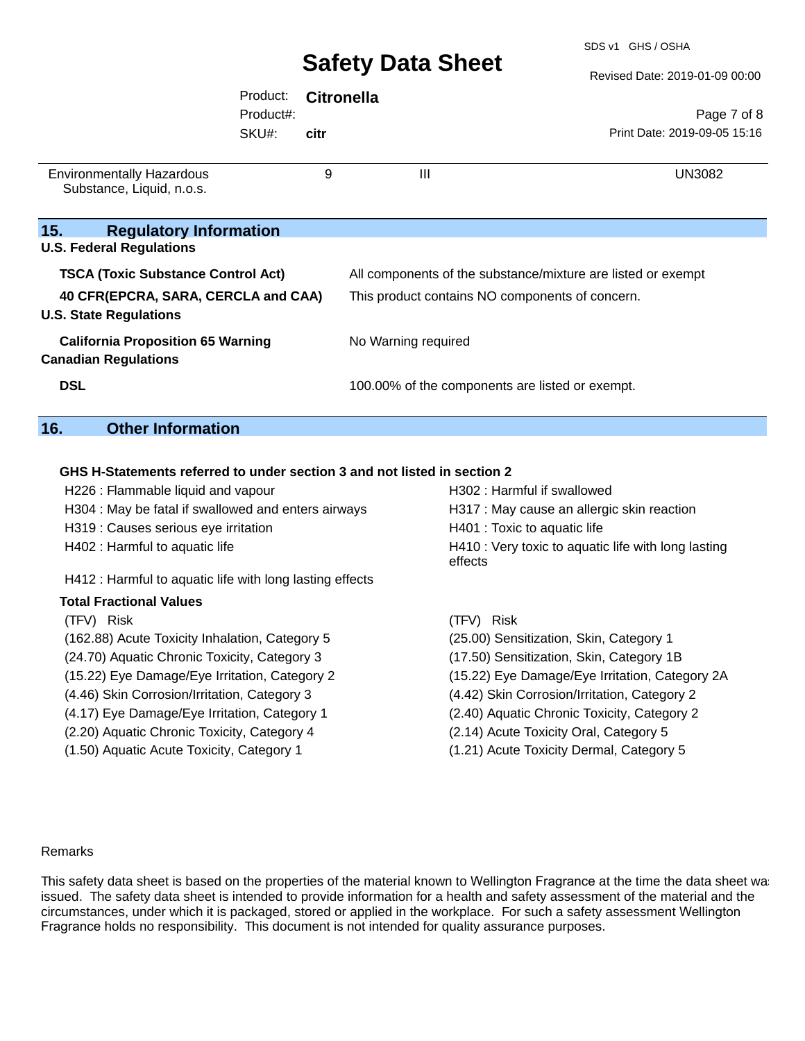| | | | |
|---|---|---|---|
| Environmentally Hazardous Substance, Liquid, n.o.s. | 9 | III | UN3082 |

## 15. Regulatory Information

**U.S. Federal Regulations**

| | |
|---|---|
| **TSCA (Toxic Substance Control Act)** | All components of the substance/mixture are listed or exempt |
| **40 CFR(EPCRA, SARA, CERCLA and CAA)** | This product contains NO components of concern. |

**U.S. State Regulations**

| | |
|---|---|
| **California Proposition 65 Warning** | No Warning required |

**Canadian Regulations**

| | |
|---|---|
| **DSL** | 100.00% of the components are listed or exempt. |

## 16. Other Information

**GHS H-Statements referred to under section 3 and not listed in section 2**

- H226 : Flammable liquid and vapour
- H302 : Harmful if swallowed
- H304 : May be fatal if swallowed and enters airways
- H317 : May cause an allergic skin reaction
- H319 : Causes serious eye irritation
- H401 : Toxic to aquatic life
- H402 : Harmful to aquatic life
- H410 : Very toxic to aquatic life with long lasting effects
- H412 : Harmful to aquatic life with long lasting effects

**Total Fractional Values**

| (TFV) Risk | (TFV) Risk |
|---|---|
| (162.88) Acute Toxicity Inhalation, Category 5 | (25.00) Sensitization, Skin, Category 1 |
| (24.70) Aquatic Chronic Toxicity, Category 3 | (17.50) Sensitization, Skin, Category 1B |
| (15.22) Eye Damage/Eye Irritation, Category 2 | (15.22) Eye Damage/Eye Irritation, Category 2A |
| (4.46) Skin Corrosion/Irritation, Category 3 | (4.42) Skin Corrosion/Irritation, Category 2 |
| (4.17) Eye Damage/Eye Irritation, Category 1 | (2.40) Aquatic Chronic Toxicity, Category 2 |
| (2.20) Aquatic Chronic Toxicity, Category 4 | (2.14) Acute Toxicity Oral, Category 5 |
| (1.50) Aquatic Acute Toxicity, Category 1 | (1.21) Acute Toxicity Dermal, Category 5 |

Remarks

This safety data sheet is based on the properties of the material known to Wellington Fragrance at the time the data sheet was issued. The safety data sheet is intended to provide information for a health and safety assessment of the material and the circumstances, under which it is packaged, stored or applied in the workplace. For such a safety assessment Wellington Fragrance holds no responsibility. This document is not intended for quality assurance purposes.